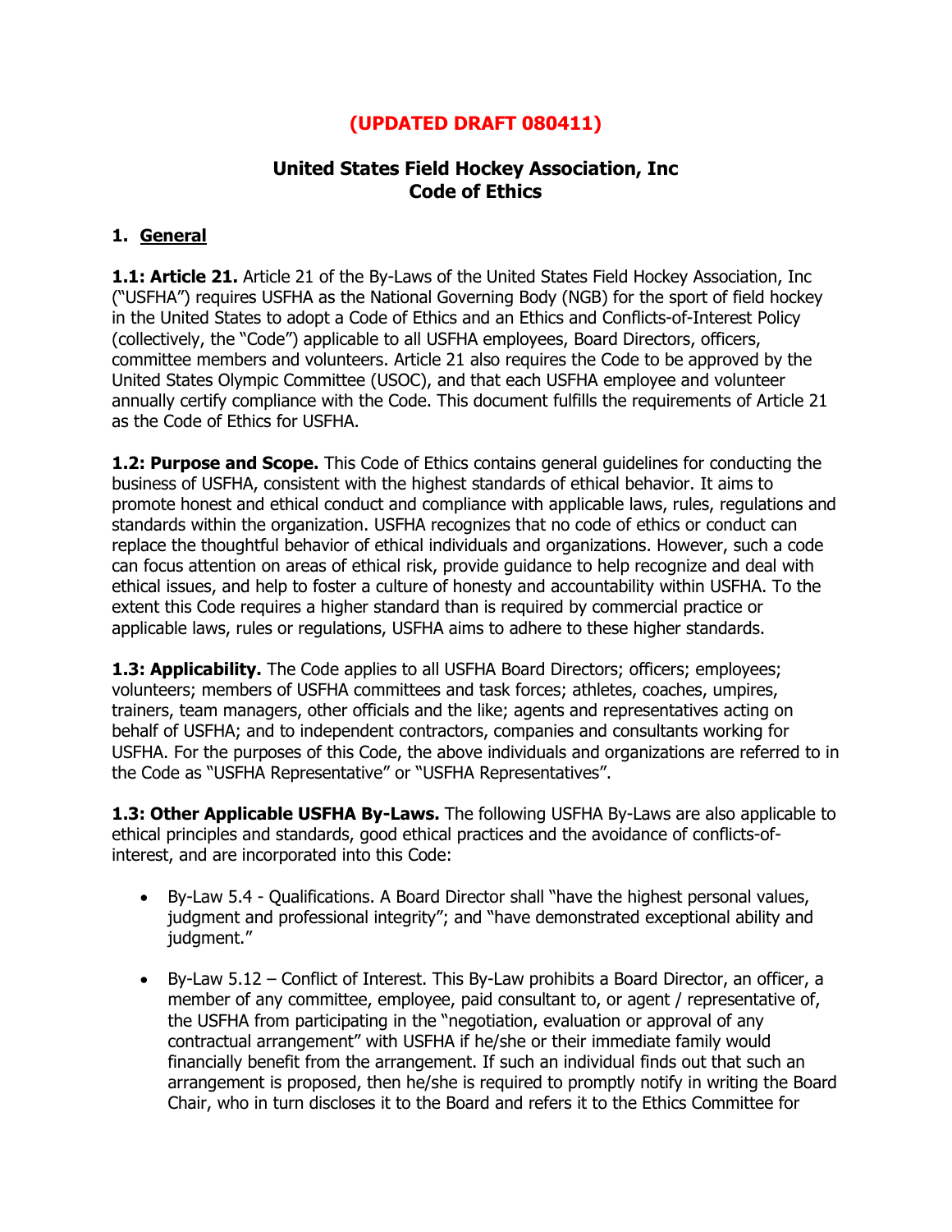**(UPDATED DRAFT 080411)**

# United States Field Hockey Association, Inc
# Code of Ethics

## 1. General

**1.1: Article 21.** Article 21 of the By-Laws of the United States Field Hockey Association, Inc ("USFHA") requires USFHA as the National Governing Body (NGB) for the sport of field hockey in the United States to adopt a Code of Ethics and an Ethics and Conflicts-of-Interest Policy (collectively, the "Code") applicable to all USFHA employees, Board Directors, officers, committee members and volunteers. Article 21 also requires the Code to be approved by the United States Olympic Committee (USOC), and that each USFHA employee and volunteer annually certify compliance with the Code. This document fulfills the requirements of Article 21 as the Code of Ethics for USFHA.

**1.2: Purpose and Scope.** This Code of Ethics contains general guidelines for conducting the business of USFHA, consistent with the highest standards of ethical behavior. It aims to promote honest and ethical conduct and compliance with applicable laws, rules, regulations and standards within the organization. USFHA recognizes that no code of ethics or conduct can replace the thoughtful behavior of ethical individuals and organizations. However, such a code can focus attention on areas of ethical risk, provide guidance to help recognize and deal with ethical issues, and help to foster a culture of honesty and accountability within USFHA. To the extent this Code requires a higher standard than is required by commercial practice or applicable laws, rules or regulations, USFHA aims to adhere to these higher standards.

**1.3: Applicability.** The Code applies to all USFHA Board Directors; officers; employees; volunteers; members of USFHA committees and task forces; athletes, coaches, umpires, trainers, team managers, other officials and the like; agents and representatives acting on behalf of USFHA; and to independent contractors, companies and consultants working for USFHA. For the purposes of this Code, the above individuals and organizations are referred to in the Code as "USFHA Representative" or "USFHA Representatives".

**1.3: Other Applicable USFHA By-Laws.** The following USFHA By-Laws are also applicable to ethical principles and standards, good ethical practices and the avoidance of conflicts-of-interest, and are incorporated into this Code:

- By-Law 5.4 - Qualifications. A Board Director shall "have the highest personal values, judgment and professional integrity"; and "have demonstrated exceptional ability and judgment."
- By-Law 5.12 – Conflict of Interest. This By-Law prohibits a Board Director, an officer, a member of any committee, employee, paid consultant to, or agent / representative of, the USFHA from participating in the "negotiation, evaluation or approval of any contractual arrangement" with USFHA if he/she or their immediate family would financially benefit from the arrangement. If such an individual finds out that such an arrangement is proposed, then he/she is required to promptly notify in writing the Board Chair, who in turn discloses it to the Board and refers it to the Ethics Committee for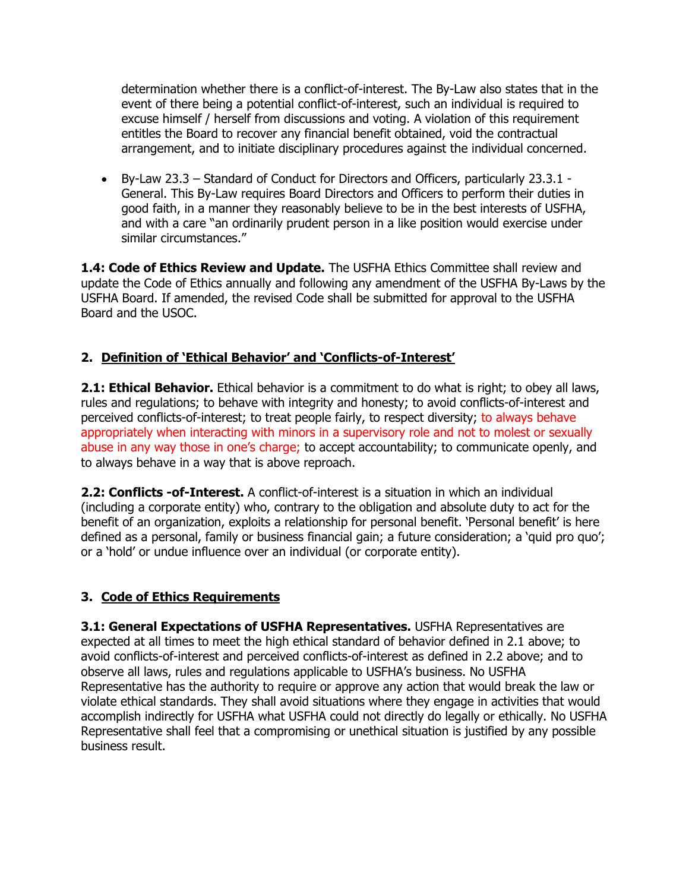determination whether there is a conflict-of-interest. The By-Law also states that in the event of there being a potential conflict-of-interest, such an individual is required to excuse himself / herself from discussions and voting. A violation of this requirement entitles the Board to recover any financial benefit obtained, void the contractual arrangement, and to initiate disciplinary procedures against the individual concerned.

- By-Law 23.3 – Standard of Conduct for Directors and Officers, particularly 23.3.1 - General. This By-Law requires Board Directors and Officers to perform their duties in good faith, in a manner they reasonably believe to be in the best interests of USFHA, and with a care "an ordinarily prudent person in a like position would exercise under similar circumstances."

**1.4: Code of Ethics Review and Update.** The USFHA Ethics Committee shall review and update the Code of Ethics annually and following any amendment of the USFHA By-Laws by the USFHA Board. If amended, the revised Code shall be submitted for approval to the USFHA Board and the USOC.

## 2. Definition of 'Ethical Behavior' and 'Conflicts-of-Interest'

**2.1: Ethical Behavior.** Ethical behavior is a commitment to do what is right; to obey all laws, rules and regulations; to behave with integrity and honesty; to avoid conflicts-of-interest and perceived conflicts-of-interest; to treat people fairly, to respect diversity; to always behave appropriately when interacting with minors in a supervisory role and not to molest or sexually abuse in any way those in one's charge; to accept accountability; to communicate openly, and to always behave in a way that is above reproach.

**2.2: Conflicts -of-Interest.** A conflict-of-interest is a situation in which an individual (including a corporate entity) who, contrary to the obligation and absolute duty to act for the benefit of an organization, exploits a relationship for personal benefit. 'Personal benefit' is here defined as a personal, family or business financial gain; a future consideration; a 'quid pro quo'; or a 'hold' or undue influence over an individual (or corporate entity).

## 3. Code of Ethics Requirements

**3.1: General Expectations of USFHA Representatives.** USFHA Representatives are expected at all times to meet the high ethical standard of behavior defined in 2.1 above; to avoid conflicts-of-interest and perceived conflicts-of-interest as defined in 2.2 above; and to observe all laws, rules and regulations applicable to USFHA's business. No USFHA Representative has the authority to require or approve any action that would break the law or violate ethical standards. They shall avoid situations where they engage in activities that would accomplish indirectly for USFHA what USFHA could not directly do legally or ethically. No USFHA Representative shall feel that a compromising or unethical situation is justified by any possible business result.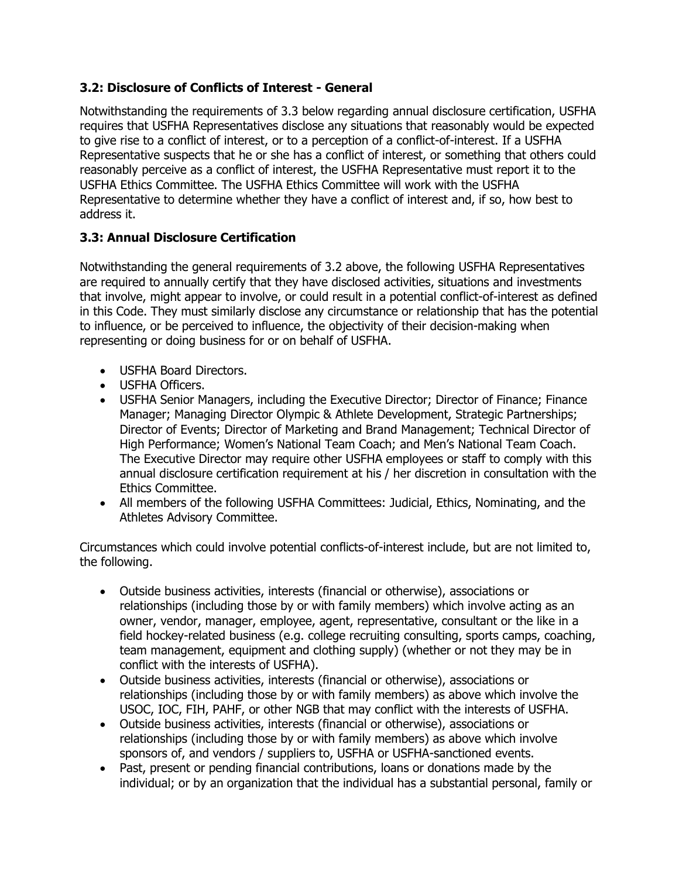### 3.2: Disclosure of Conflicts of Interest - General

Notwithstanding the requirements of 3.3 below regarding annual disclosure certification, USFHA requires that USFHA Representatives disclose any situations that reasonably would be expected to give rise to a conflict of interest, or to a perception of a conflict-of-interest. If a USFHA Representative suspects that he or she has a conflict of interest, or something that others could reasonably perceive as a conflict of interest, the USFHA Representative must report it to the USFHA Ethics Committee. The USFHA Ethics Committee will work with the USFHA Representative to determine whether they have a conflict of interest and, if so, how best to address it.

### 3.3: Annual Disclosure Certification

Notwithstanding the general requirements of 3.2 above, the following USFHA Representatives are required to annually certify that they have disclosed activities, situations and investments that involve, might appear to involve, or could result in a potential conflict-of-interest as defined in this Code. They must similarly disclose any circumstance or relationship that has the potential to influence, or be perceived to influence, the objectivity of their decision-making when representing or doing business for or on behalf of USFHA.

- USFHA Board Directors.
- USFHA Officers.
- USFHA Senior Managers, including the Executive Director; Director of Finance; Finance Manager; Managing Director Olympic & Athlete Development, Strategic Partnerships; Director of Events; Director of Marketing and Brand Management; Technical Director of High Performance; Women's National Team Coach; and Men's National Team Coach. The Executive Director may require other USFHA employees or staff to comply with this annual disclosure certification requirement at his / her discretion in consultation with the Ethics Committee.
- All members of the following USFHA Committees: Judicial, Ethics, Nominating, and the Athletes Advisory Committee.

Circumstances which could involve potential conflicts-of-interest include, but are not limited to, the following.

- Outside business activities, interests (financial or otherwise), associations or relationships (including those by or with family members) which involve acting as an owner, vendor, manager, employee, agent, representative, consultant or the like in a field hockey-related business (e.g. college recruiting consulting, sports camps, coaching, team management, equipment and clothing supply) (whether or not they may be in conflict with the interests of USFHA).
- Outside business activities, interests (financial or otherwise), associations or relationships (including those by or with family members) as above which involve the USOC, IOC, FIH, PAHF, or other NGB that may conflict with the interests of USFHA.
- Outside business activities, interests (financial or otherwise), associations or relationships (including those by or with family members) as above which involve sponsors of, and vendors / suppliers to, USFHA or USFHA-sanctioned events.
- Past, present or pending financial contributions, loans or donations made by the individual; or by an organization that the individual has a substantial personal, family or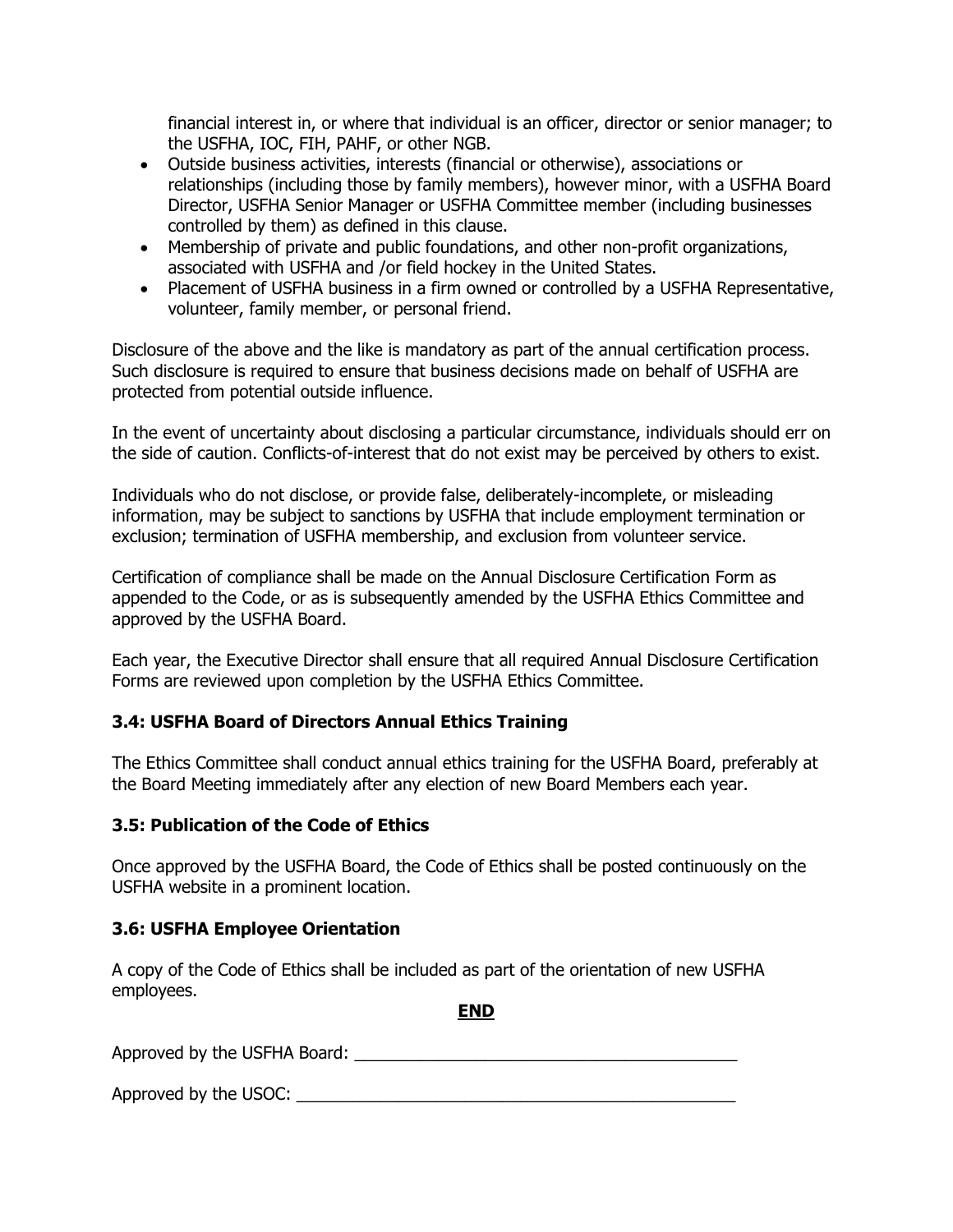financial interest in, or where that individual is an officer, director or senior manager; to the USFHA, IOC, FIH, PAHF, or other NGB.

- Outside business activities, interests (financial or otherwise), associations or relationships (including those by family members), however minor, with a USFHA Board Director, USFHA Senior Manager or USFHA Committee member (including businesses controlled by them) as defined in this clause.
- Membership of private and public foundations, and other non-profit organizations, associated with USFHA and /or field hockey in the United States.
- Placement of USFHA business in a firm owned or controlled by a USFHA Representative, volunteer, family member, or personal friend.

Disclosure of the above and the like is mandatory as part of the annual certification process. Such disclosure is required to ensure that business decisions made on behalf of USFHA are protected from potential outside influence.

In the event of uncertainty about disclosing a particular circumstance, individuals should err on the side of caution. Conflicts-of-interest that do not exist may be perceived by others to exist.

Individuals who do not disclose, or provide false, deliberately-incomplete, or misleading information, may be subject to sanctions by USFHA that include employment termination or exclusion; termination of USFHA membership, and exclusion from volunteer service.

Certification of compliance shall be made on the Annual Disclosure Certification Form as appended to the Code, or as is subsequently amended by the USFHA Ethics Committee and approved by the USFHA Board.

Each year, the Executive Director shall ensure that all required Annual Disclosure Certification Forms are reviewed upon completion by the USFHA Ethics Committee.

### 3.4: USFHA Board of Directors Annual Ethics Training

The Ethics Committee shall conduct annual ethics training for the USFHA Board, preferably at the Board Meeting immediately after any election of new Board Members each year.

### 3.5: Publication of the Code of Ethics

Once approved by the USFHA Board, the Code of Ethics shall be posted continuously on the USFHA website in a prominent location.

### 3.6: USFHA Employee Orientation

A copy of the Code of Ethics shall be included as part of the orientation of new USFHA employees.

**END**

Approved by the USFHA Board: \_\_\_\_\_\_\_\_\_\_\_\_\_\_\_\_\_\_\_\_\_\_\_\_\_\_\_\_\_\_\_\_\_\_\_\_\_\_\_\_

Approved by the USOC: \_\_\_\_\_\_\_\_\_\_\_\_\_\_\_\_\_\_\_\_\_\_\_\_\_\_\_\_\_\_\_\_\_\_\_\_\_\_\_\_\_\_\_\_\_\_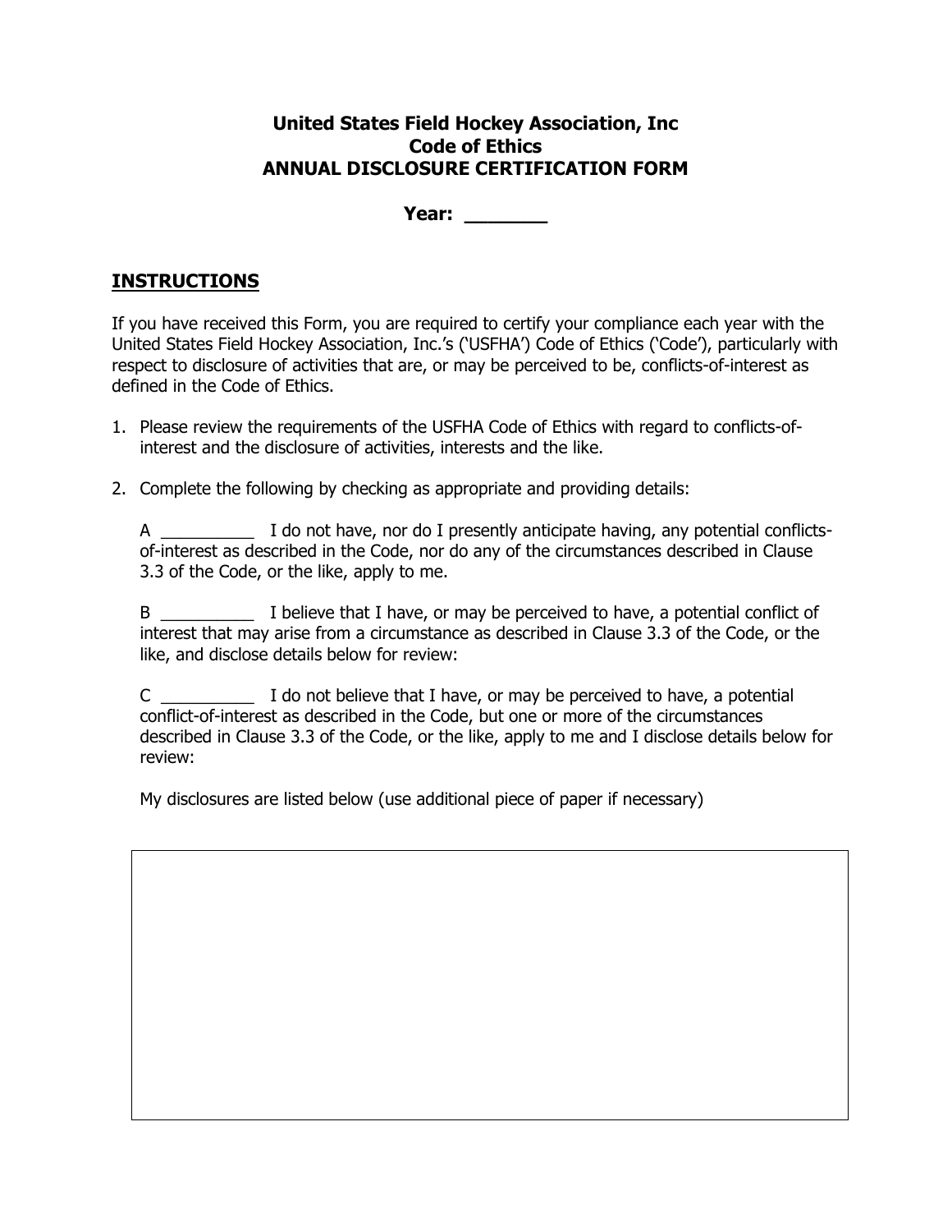**United States Field Hockey Association, Inc**
**Code of Ethics**
**ANNUAL DISCLOSURE CERTIFICATION FORM**

**Year: _______**

## INSTRUCTIONS

If you have received this Form, you are required to certify your compliance each year with the United States Field Hockey Association, Inc.'s ('USFHA') Code of Ethics ('Code'), particularly with respect to disclosure of activities that are, or may be perceived to be, conflicts-of-interest as defined in the Code of Ethics.

1. Please review the requirements of the USFHA Code of Ethics with regard to conflicts-of-interest and the disclosure of activities, interests and the like.

2. Complete the following by checking as appropriate and providing details:

   A __________ I do not have, nor do I presently anticipate having, any potential conflicts-of-interest as described in the Code, nor do any of the circumstances described in Clause 3.3 of the Code, or the like, apply to me.

   B __________ I believe that I have, or may be perceived to have, a potential conflict of interest that may arise from a circumstance as described in Clause 3.3 of the Code, or the like, and disclose details below for review:

   C __________ I do not believe that I have, or may be perceived to have, a potential conflict-of-interest as described in the Code, but one or more of the circumstances described in Clause 3.3 of the Code, or the like, apply to me and I disclose details below for review:

   My disclosures are listed below (use additional piece of paper if necessary)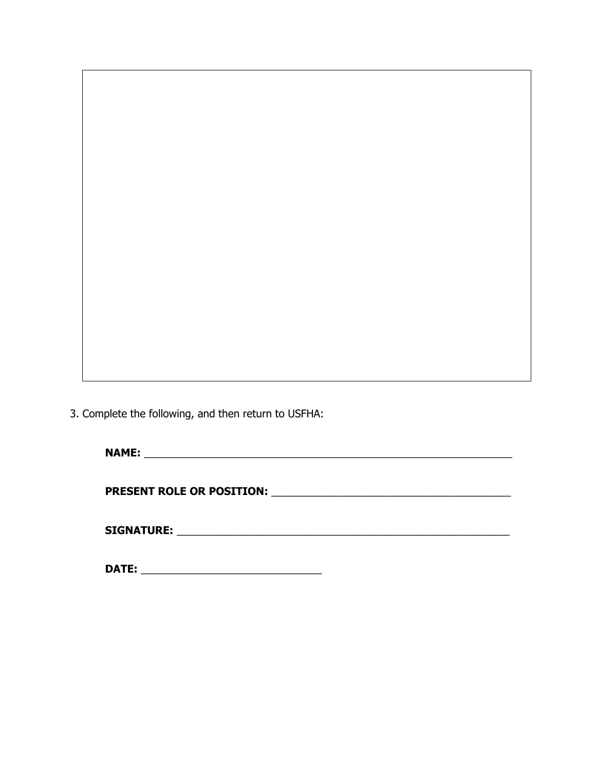3. Complete the following, and then return to USFHA:

**NAME:** ______________________________________________________________

**PRESENT ROLE OR POSITION:** ________________________________________

**SIGNATURE:** _________________________________________________________

**DATE:** ______________________________